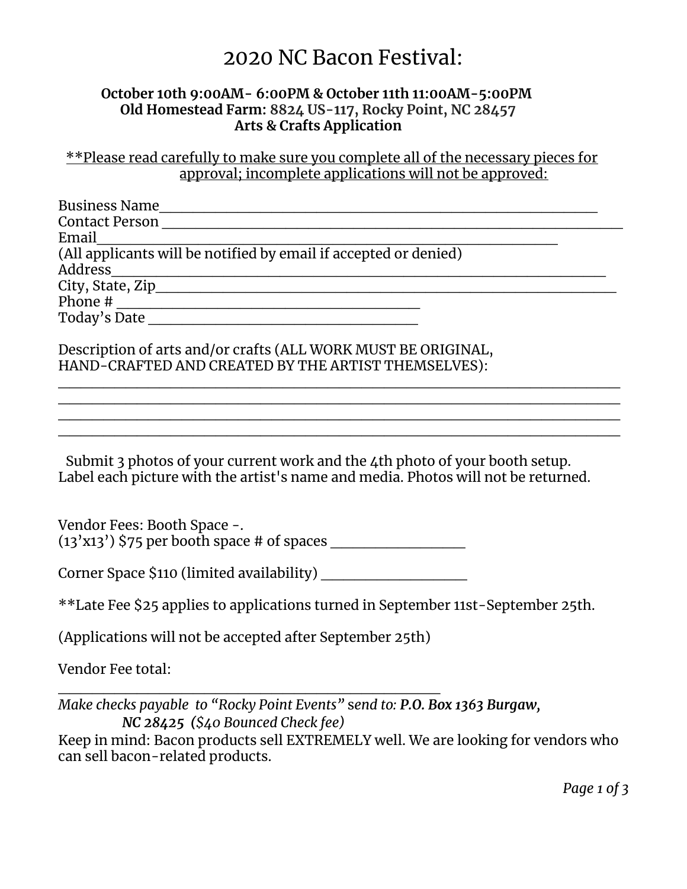# 2020 NC Bacon Festival:

**October 10th 9:00AM- 6:00PM & October 11th 11:00AM-5:00PM**
**Old Homestead Farm: 8824 US-117, Rocky Point, NC 28457**
**Arts & Crafts Application**

<u>**Please read carefully to make sure you complete all of the necessary pieces for approval; incomplete applications will not be approved:</u>

Business Name_______________________________________________________________
Contact Person _______________________________________________________________
Email_______________________________________________________________
(All applicants will be notified by email if accepted or denied)
Address_______________________________________________________________
City, State, Zip_______________________________________________________________
Phone # ______________________________________
Today's Date __________________________________

Description of arts and/or crafts (ALL WORK MUST BE ORIGINAL, HAND-CRAFTED AND CREATED BY THE ARTIST THEMSELVES):
_______________________________________________________________________________
_______________________________________________________________________________
_______________________________________________________________________________
_______________________________________________________________________________

Submit 3 photos of your current work and the 4th photo of your booth setup. Label each picture with the artist's name and media. Photos will not be returned.

Vendor Fees: Booth Space -.
(13'x13') $75 per booth space # of spaces _________________

Corner Space $110 (limited availability) __________________

**Late Fee $25 applies to applications turned in September 11st-September 25th.

(Applications will not be accepted after September 25th)

Vendor Fee total:
________________________________________________
*Make checks payable to "Rocky Point Events" send to:* ***P.O. Box 1363 Burgaw, NC 28425 ($40 Bounced Check fee)***

Keep in mind: Bacon products sell EXTREMELY well. We are looking for vendors who can sell bacon-related products.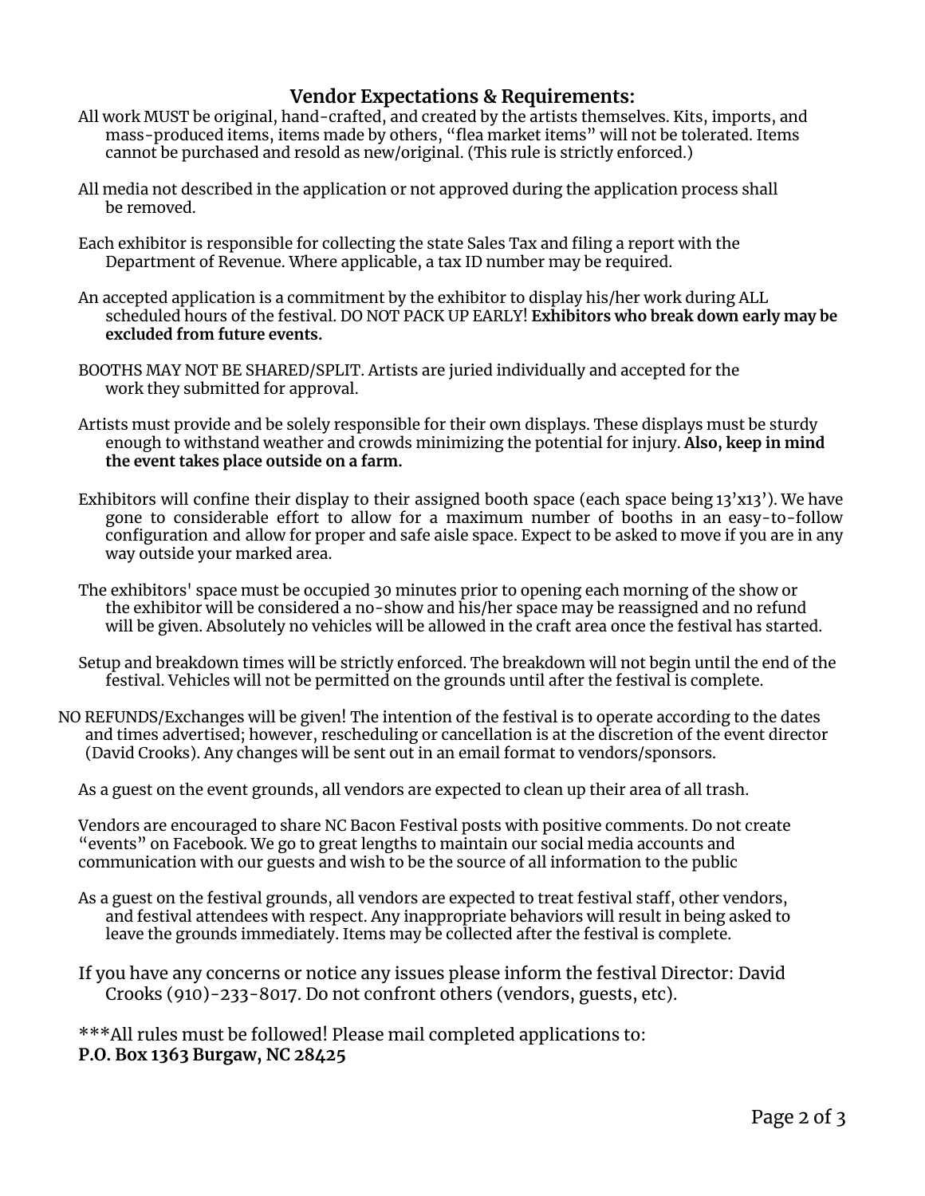## Vendor Expectations & Requirements:

All work MUST be original, hand-crafted, and created by the artists themselves. Kits, imports, and mass-produced items, items made by others, "flea market items" will not be tolerated. Items cannot be purchased and resold as new/original. (This rule is strictly enforced.)

All media not described in the application or not approved during the application process shall be removed.

Each exhibitor is responsible for collecting the state Sales Tax and filing a report with the Department of Revenue. Where applicable, a tax ID number may be required.

An accepted application is a commitment by the exhibitor to display his/her work during ALL scheduled hours of the festival. DO NOT PACK UP EARLY! **Exhibitors who break down early may be excluded from future events.**

BOOTHS MAY NOT BE SHARED/SPLIT. Artists are juried individually and accepted for the work they submitted for approval.

Artists must provide and be solely responsible for their own displays. These displays must be sturdy enough to withstand weather and crowds minimizing the potential for injury. **Also, keep in mind the event takes place outside on a farm.**

Exhibitors will confine their display to their assigned booth space (each space being 13'x13'). We have gone to considerable effort to allow for a maximum number of booths in an easy-to-follow configuration and allow for proper and safe aisle space. Expect to be asked to move if you are in any way outside your marked area.

The exhibitors' space must be occupied 30 minutes prior to opening each morning of the show or the exhibitor will be considered a no-show and his/her space may be reassigned and no refund will be given. Absolutely no vehicles will be allowed in the craft area once the festival has started.

Setup and breakdown times will be strictly enforced. The breakdown will not begin until the end of the festival. Vehicles will not be permitted on the grounds until after the festival is complete.

NO REFUNDS/Exchanges will be given! The intention of the festival is to operate according to the dates and times advertised; however, rescheduling or cancellation is at the discretion of the event director (David Crooks). Any changes will be sent out in an email format to vendors/sponsors.

As a guest on the event grounds, all vendors are expected to clean up their area of all trash.

Vendors are encouraged to share NC Bacon Festival posts with positive comments. Do not create "events" on Facebook. We go to great lengths to maintain our social media accounts and communication with our guests and wish to be the source of all information to the public

As a guest on the festival grounds, all vendors are expected to treat festival staff, other vendors, and festival attendees with respect. Any inappropriate behaviors will result in being asked to leave the grounds immediately. Items may be collected after the festival is complete.

If you have any concerns or notice any issues please inform the festival Director: David Crooks (910)-233-8017. Do not confront others (vendors, guests, etc).

***All rules must be followed! Please mail completed applications to:
**P.O. Box 1363 Burgaw, NC 28425**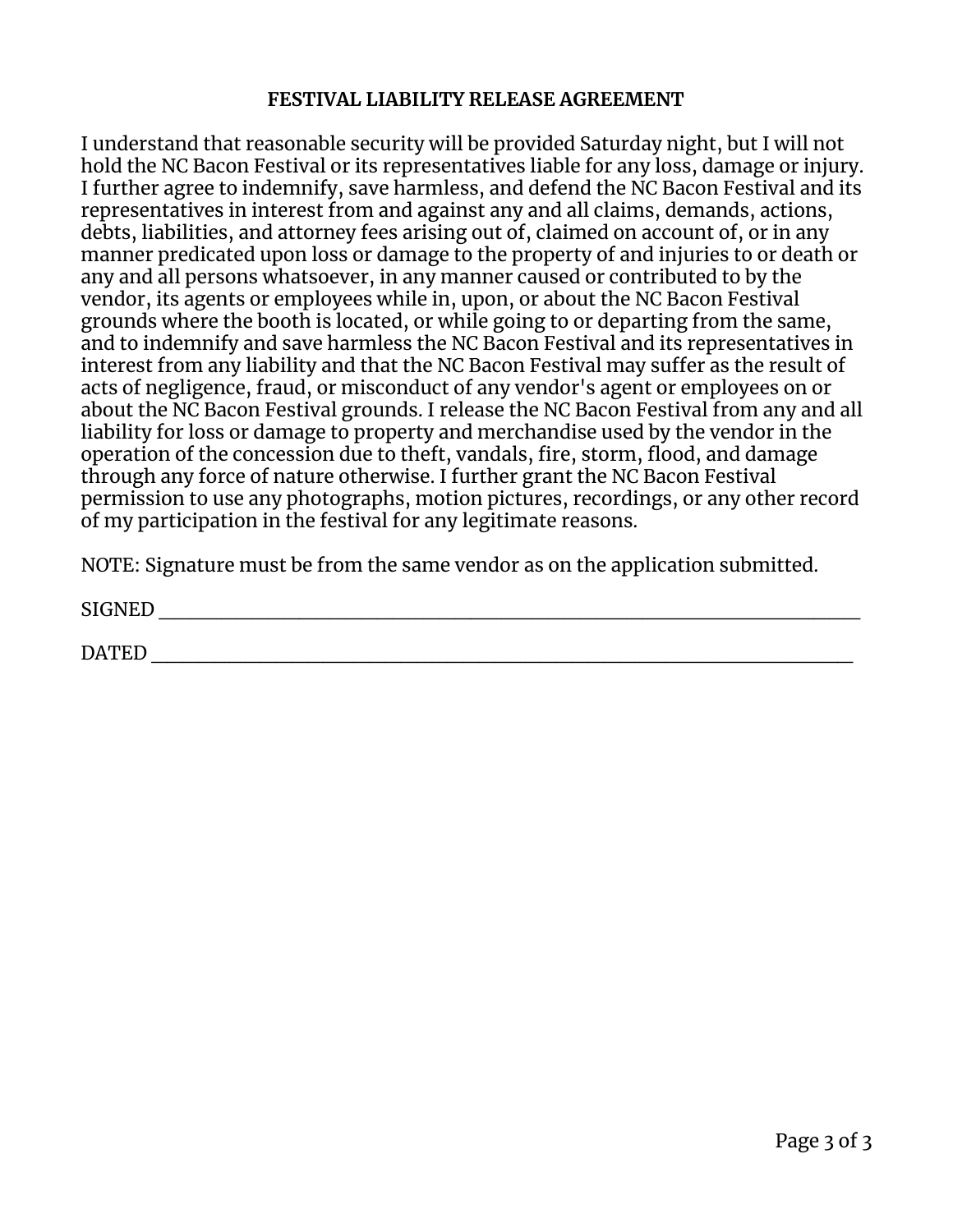**FESTIVAL LIABILITY RELEASE AGREEMENT**

I understand that reasonable security will be provided Saturday night, but I will not hold the NC Bacon Festival or its representatives liable for any loss, damage or injury. I further agree to indemnify, save harmless, and defend the NC Bacon Festival and its representatives in interest from and against any and all claims, demands, actions, debts, liabilities, and attorney fees arising out of, claimed on account of, or in any manner predicated upon loss or damage to the property of and injuries to or death or any and all persons whatsoever, in any manner caused or contributed to by the vendor, its agents or employees while in, upon, or about the NC Bacon Festival grounds where the booth is located, or while going to or departing from the same, and to indemnify and save harmless the NC Bacon Festival and its representatives in interest from any liability and that the NC Bacon Festival may suffer as the result of acts of negligence, fraud, or misconduct of any vendor's agent or employees on or about the NC Bacon Festival grounds. I release the NC Bacon Festival from any and all liability for loss or damage to property and merchandise used by the vendor in the operation of the concession due to theft, vandals, fire, storm, flood, and damage through any force of nature otherwise. I further grant the NC Bacon Festival permission to use any photographs, motion pictures, recordings, or any other record of my participation in the festival for any legitimate reasons.

NOTE: Signature must be from the same vendor as on the application submitted.

SIGNED ____________________________________________________________________

DATED _____________________________________________________________________